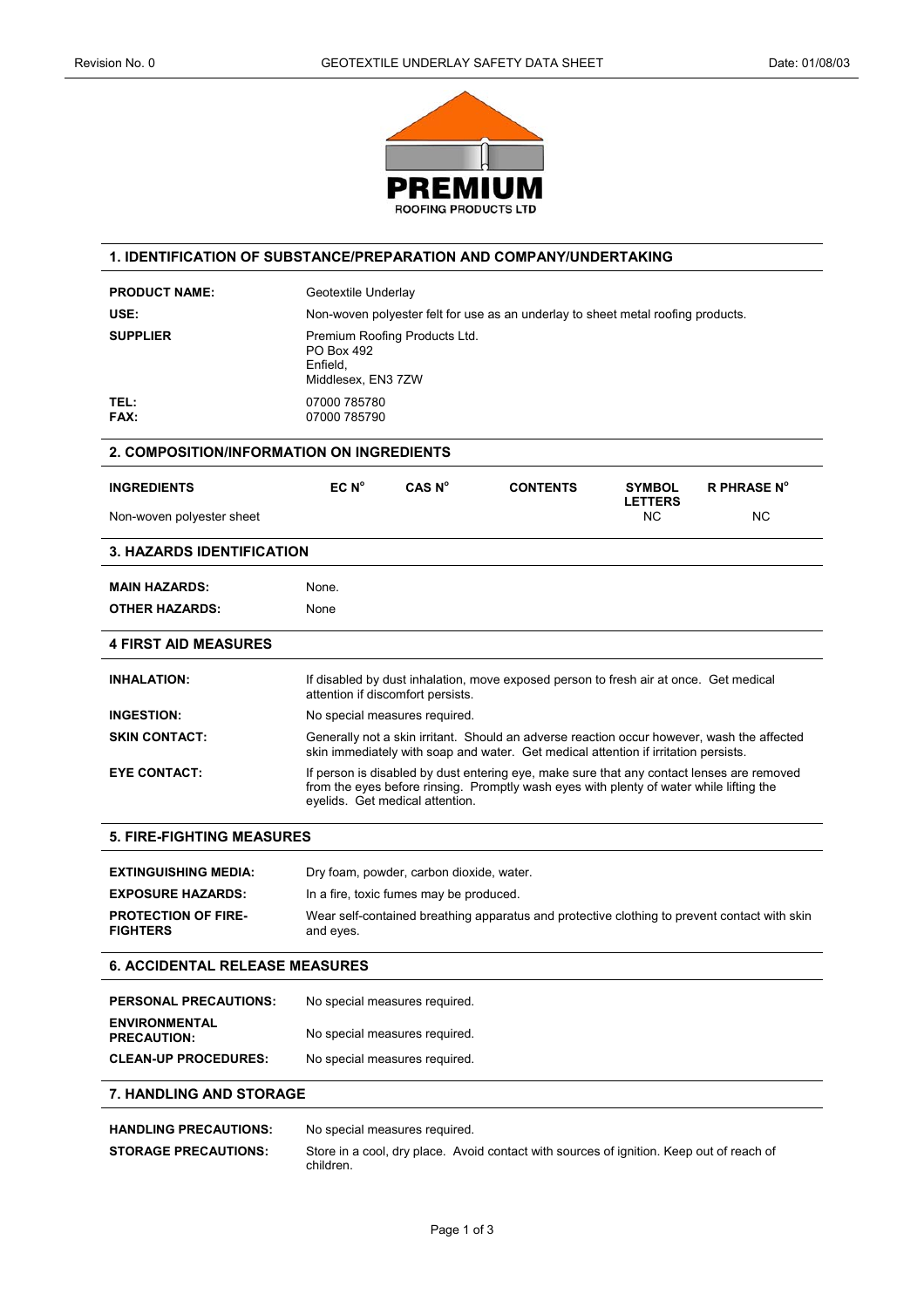# 1. IDENTIFICATION OF SUBSTANCE/PREPARATION AND COMPANY/UNDERTAKING

**PRODUCT NAME:** Geotextile Underlay

**USE:** Non-woven polyester felt for use as an underlay to sheet metal roofing products.

**SUPPLIER** Premium Roofing Products Ltd.
PO Box 492
Enfield,
Middlesex, EN3 7ZW

**TEL:** 07000 785780
**FAX:** 07000 785790

# 2. COMPOSITION/INFORMATION ON INGREDIENTS

| INGREDIENTS | EC N° | CAS N° | CONTENTS | SYMBOL LETTERS | R PHRASE N° |
|---|---|---|---|---|---|
| Non-woven polyester sheet | | | | NC | NC |

# 3. HAZARDS IDENTIFICATION

**MAIN HAZARDS:** None.

**OTHER HAZARDS:** None

# 4 FIRST AID MEASURES

**INHALATION:** If disabled by dust inhalation, move exposed person to fresh air at once. Get medical attention if discomfort persists.

**INGESTION:** No special measures required.

**SKIN CONTACT:** Generally not a skin irritant. Should an adverse reaction occur however, wash the affected skin immediately with soap and water. Get medical attention if irritation persists.

**EYE CONTACT:** If person is disabled by dust entering eye, make sure that any contact lenses are removed from the eyes before rinsing. Promptly wash eyes with plenty of water while lifting the eyelids. Get medical attention.

# 5. FIRE-FIGHTING MEASURES

**EXTINGUISHING MEDIA:** Dry foam, powder, carbon dioxide, water.

**EXPOSURE HAZARDS:** In a fire, toxic fumes may be produced.

**PROTECTION OF FIRE-FIGHTERS** Wear self-contained breathing apparatus and protective clothing to prevent contact with skin and eyes.

# 6. ACCIDENTAL RELEASE MEASURES

**PERSONAL PRECAUTIONS:** No special measures required.

**ENVIRONMENTAL PRECAUTION:** No special measures required.

**CLEAN-UP PROCEDURES:** No special measures required.

# 7. HANDLING AND STORAGE

**HANDLING PRECAUTIONS:** No special measures required.

**STORAGE PRECAUTIONS:** Store in a cool, dry place. Avoid contact with sources of ignition. Keep out of reach of children.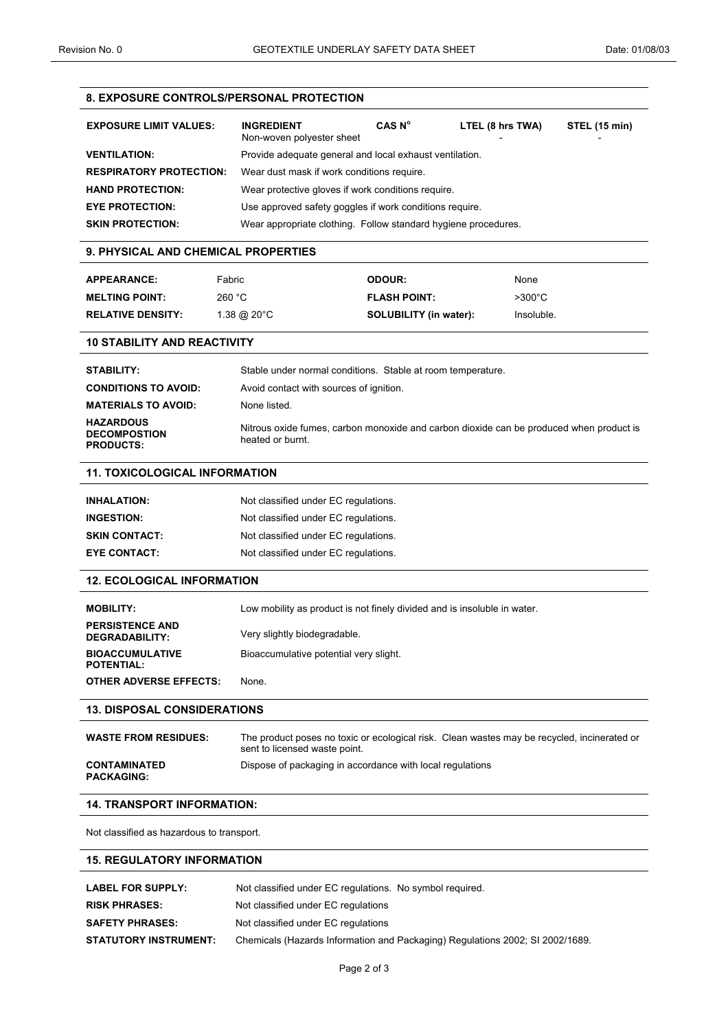## 8. EXPOSURE CONTROLS/PERSONAL PROTECTION

| EXPOSURE LIMIT VALUES: | INGREDIENT | CAS N° | LTEL (8 hrs TWA) | STEL (15 min) |
|---|---|---|---|---|
| | Non-woven polyester sheet | | - | - |

**VENTILATION:** Provide adequate general and local exhaust ventilation.

**RESPIRATORY PROTECTION:** Wear dust mask if work conditions require.

**HAND PROTECTION:** Wear protective gloves if work conditions require.

**EYE PROTECTION:** Use approved safety goggles if work conditions require.

**SKIN PROTECTION:** Wear appropriate clothing. Follow standard hygiene procedures.

## 9. PHYSICAL AND CHEMICAL PROPERTIES

| | | | |
|---|---|---|---|
| **APPEARANCE:** | Fabric | **ODOUR:** | None |
| **MELTING POINT:** | 260 °C | **FLASH POINT:** | >300°C |
| **RELATIVE DENSITY:** | 1.38 @ 20°C | **SOLUBILITY (in water):** | Insoluble. |

## 10 STABILITY AND REACTIVITY

**STABILITY:** Stable under normal conditions. Stable at room temperature.

**CONDITIONS TO AVOID:** Avoid contact with sources of ignition.

**MATERIALS TO AVOID:** None listed.

**HAZARDOUS DECOMPOSTION PRODUCTS:** Nitrous oxide fumes, carbon monoxide and carbon dioxide can be produced when product is heated or burnt.

## 11. TOXICOLOGICAL INFORMATION

**INHALATION:** Not classified under EC regulations.

**INGESTION:** Not classified under EC regulations.

**SKIN CONTACT:** Not classified under EC regulations.

**EYE CONTACT:** Not classified under EC regulations.

## 12. ECOLOGICAL INFORMATION

**MOBILITY:** Low mobility as product is not finely divided and is insoluble in water.

**PERSISTENCE AND DEGRADABILITY:** Very slightly biodegradable.

**BIOACCUMULATIVE POTENTIAL:** Bioaccumulative potential very slight.

**OTHER ADVERSE EFFECTS:** None.

## 13. DISPOSAL CONSIDERATIONS

**WASTE FROM RESIDUES:** The product poses no toxic or ecological risk. Clean wastes may be recycled, incinerated or sent to licensed waste point.

**CONTAMINATED PACKAGING:** Dispose of packaging in accordance with local regulations

## 14. TRANSPORT INFORMATION:

Not classified as hazardous to transport.

## 15. REGULATORY INFORMATION

**LABEL FOR SUPPLY:** Not classified under EC regulations. No symbol required.

**RISK PHRASES:** Not classified under EC regulations

**SAFETY PHRASES:** Not classified under EC regulations

**STATUTORY INSTRUMENT:** Chemicals (Hazards Information and Packaging) Regulations 2002; SI 2002/1689.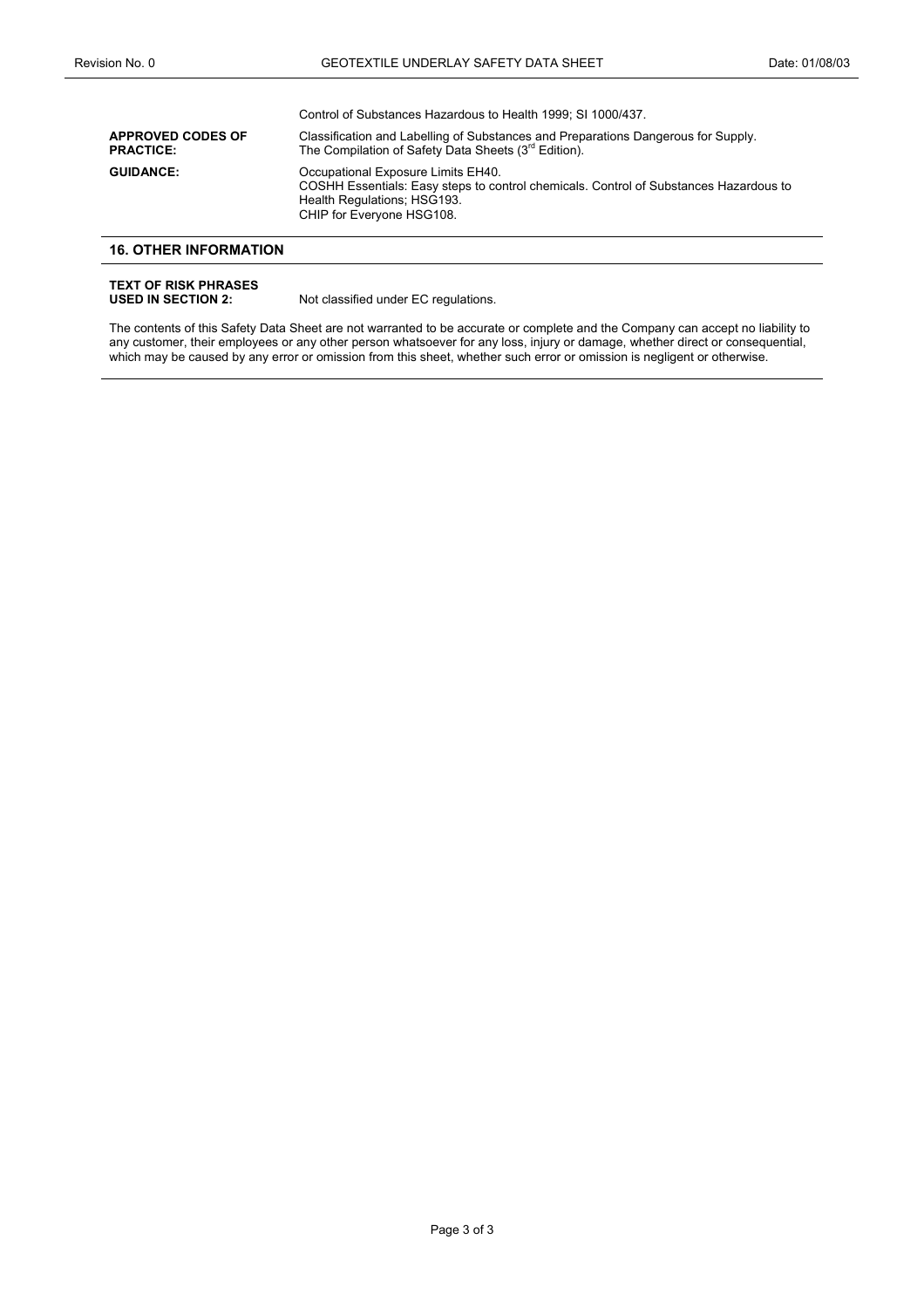| | |
|---|---|
| | Control of Substances Hazardous to Health 1999; SI 1000/437. |
| **APPROVED CODES OF PRACTICE:** | Classification and Labelling of Substances and Preparations Dangerous for Supply.<br>The Compilation of Safety Data Sheets (3rd Edition). |
| **GUIDANCE:** | Occupational Exposure Limits EH40.<br>COSHH Essentials: Easy steps to control chemicals. Control of Substances Hazardous to Health Regulations; HSG193.<br>CHIP for Everyone HSG108. |

## 16. OTHER INFORMATION

| | |
|---|---|
| **TEXT OF RISK PHRASES USED IN SECTION 2:** | Not classified under EC regulations. |

The contents of this Safety Data Sheet are not warranted to be accurate or complete and the Company can accept no liability to any customer, their employees or any other person whatsoever for any loss, injury or damage, whether direct or consequential, which may be caused by any error or omission from this sheet, whether such error or omission is negligent or otherwise.